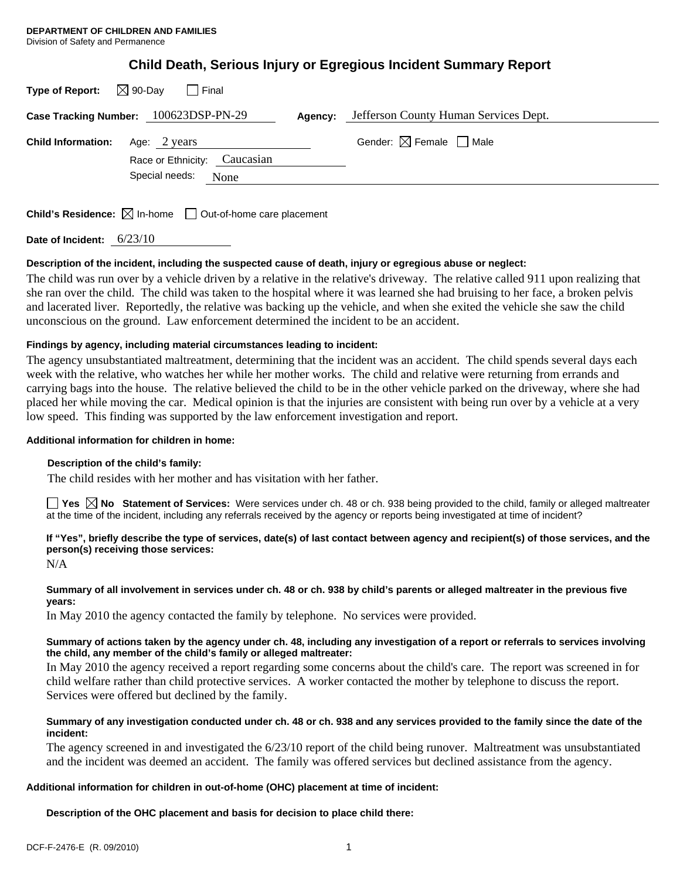**DEPARTMENT OF CHILDREN AND FAMILIES**
Division of Safety and Permanence

# Child Death, Serious Injury or Egregious Incident Summary Report

**Type of Report:** ☒ 90-Day ☐ Final

**Case Tracking Number:** 100623DSP-PN-29 **Agency:** Jefferson County Human Services Dept.

**Child Information:** Age: 2 years Gender: ☒ Female ☐ Male

Race or Ethnicity: Caucasian

Special needs: None

**Child's Residence:** ☒ In-home ☐ Out-of-home care placement

**Date of Incident:** 6/23/10

**Description of the incident, including the suspected cause of death, injury or egregious abuse or neglect:**

The child was run over by a vehicle driven by a relative in the relative's driveway. The relative called 911 upon realizing that she ran over the child. The child was taken to the hospital where it was learned she had bruising to her face, a broken pelvis and lacerated liver. Reportedly, the relative was backing up the vehicle, and when she exited the vehicle she saw the child unconscious on the ground. Law enforcement determined the incident to be an accident.

**Findings by agency, including material circumstances leading to incident:**

The agency unsubstantiated maltreatment, determining that the incident was an accident. The child spends several days each week with the relative, who watches her while her mother works. The child and relative were returning from errands and carrying bags into the house. The relative believed the child to be in the other vehicle parked on the driveway, where she had placed her while moving the car. Medical opinion is that the injuries are consistent with being run over by a vehicle at a very low speed. This finding was supported by the law enforcement investigation and report.

**Additional information for children in home:**

**Description of the child's family:**

The child resides with her mother and has visitation with her father.

☐ **Yes** ☒ **No Statement of Services:** Were services under ch. 48 or ch. 938 being provided to the child, family or alleged maltreater at the time of the incident, including any referrals received by the agency or reports being investigated at time of incident?

**If "Yes", briefly describe the type of services, date(s) of last contact between agency and recipient(s) of those services, and the person(s) receiving those services:**

N/A

**Summary of all involvement in services under ch. 48 or ch. 938 by child's parents or alleged maltreater in the previous five years:**

In May 2010 the agency contacted the family by telephone. No services were provided.

**Summary of actions taken by the agency under ch. 48, including any investigation of a report or referrals to services involving the child, any member of the child's family or alleged maltreater:**

In May 2010 the agency received a report regarding some concerns about the child's care. The report was screened in for child welfare rather than child protective services. A worker contacted the mother by telephone to discuss the report. Services were offered but declined by the family.

**Summary of any investigation conducted under ch. 48 or ch. 938 and any services provided to the family since the date of the incident:**

The agency screened in and investigated the 6/23/10 report of the child being runover. Maltreatment was unsubstantiated and the incident was deemed an accident. The family was offered services but declined assistance from the agency.

**Additional information for children in out-of-home (OHC) placement at time of incident:**

**Description of the OHC placement and basis for decision to place child there:**

DCF-F-2476-E (R. 09/2010)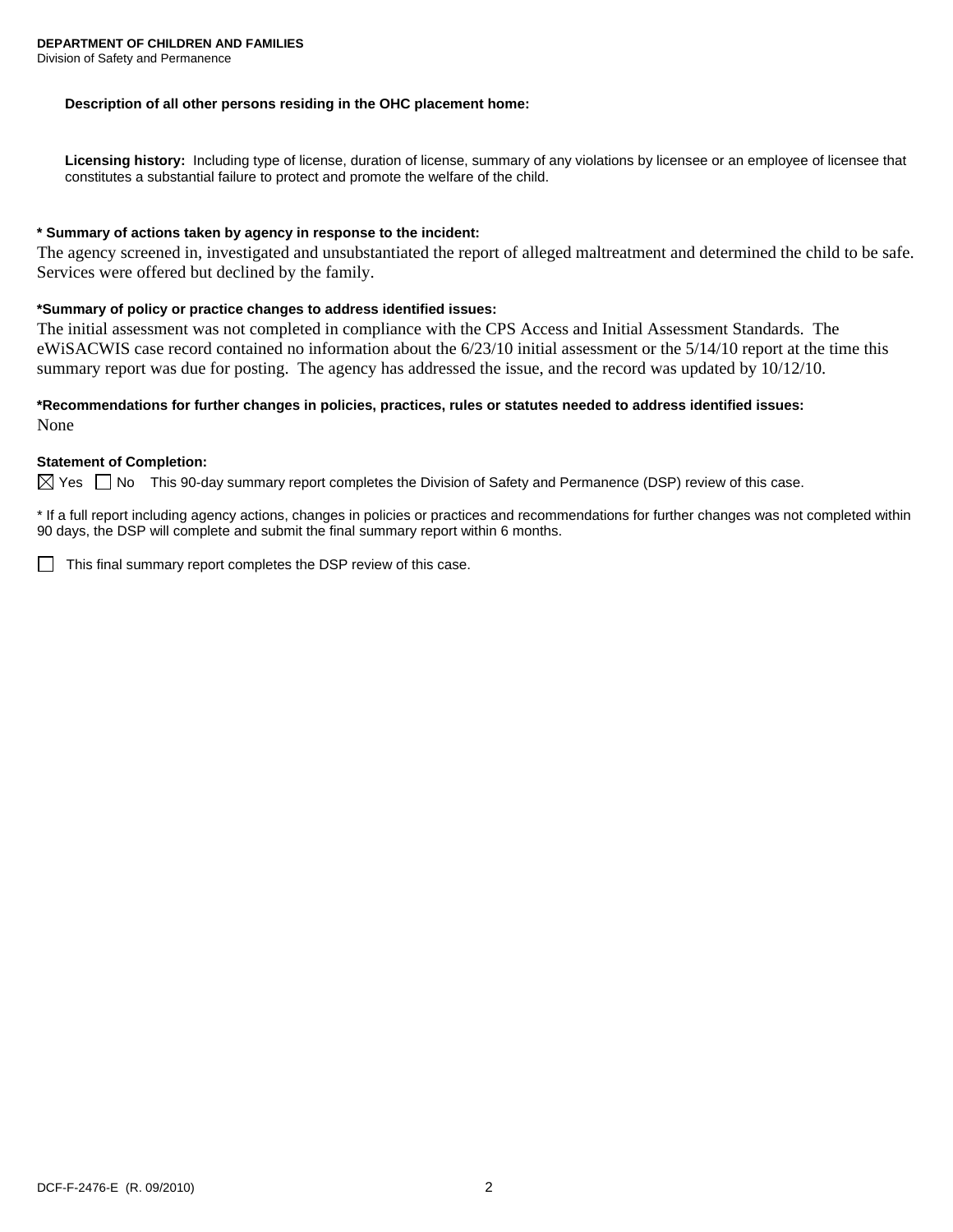**Description of all other persons residing in the OHC placement home:**

**Licensing history:** Including type of license, duration of license, summary of any violations by licensee or an employee of licensee that constitutes a substantial failure to protect and promote the welfare of the child.

**\* Summary of actions taken by agency in response to the incident:**

The agency screened in, investigated and unsubstantiated the report of alleged maltreatment and determined the child to be safe. Services were offered but declined by the family.

**\*Summary of policy or practice changes to address identified issues:**

The initial assessment was not completed in compliance with the CPS Access and Initial Assessment Standards. The eWiSACWIS case record contained no information about the 6/23/10 initial assessment or the 5/14/10 report at the time this summary report was due for posting. The agency has addressed the issue, and the record was updated by 10/12/10.

**\*Recommendations for further changes in policies, practices, rules or statutes needed to address identified issues:**

None

**Statement of Completion:**

☒ Yes ☐ No This 90-day summary report completes the Division of Safety and Permanence (DSP) review of this case.

\* If a full report including agency actions, changes in policies or practices and recommendations for further changes was not completed within 90 days, the DSP will complete and submit the final summary report within 6 months.

☐ This final summary report completes the DSP review of this case.

DCF-F-2476-E (R. 09/2010)